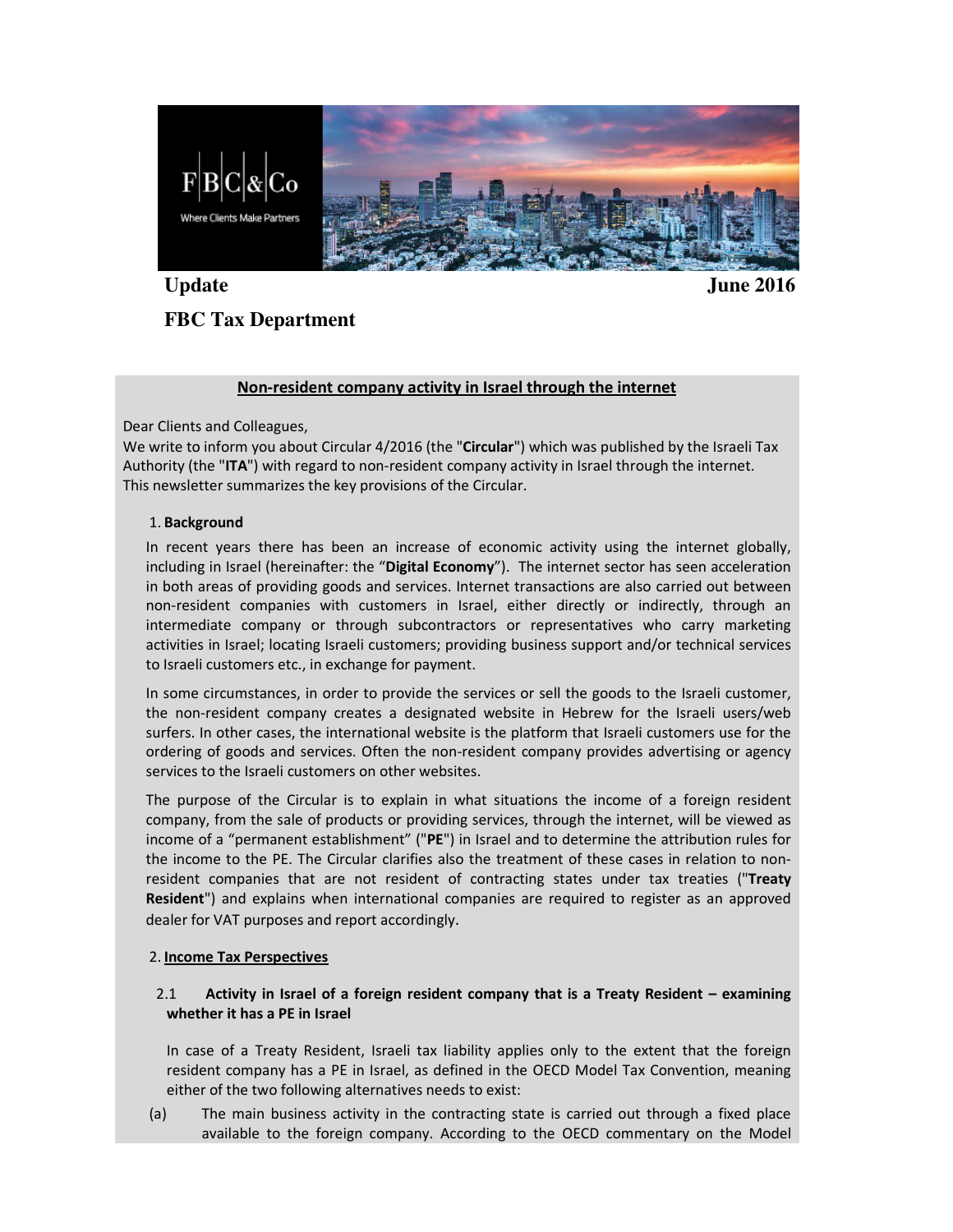FBC & Co

Where Clients Make Partners

**Update** **June 2016**

**FBC Tax Department**

## Non-resident company activity in Israel through the internet

Dear Clients and Colleagues,

We write to inform you about Circular 4/2016 (the "**Circular**") which was published by the Israeli Tax Authority (the "**ITA**") with regard to non-resident company activity in Israel through the internet. This newsletter summarizes the key provisions of the Circular.

### 1. Background

In recent years there has been an increase of economic activity using the internet globally, including in Israel (hereinafter: the "**Digital Economy**"). The internet sector has seen acceleration in both areas of providing goods and services. Internet transactions are also carried out between non-resident companies with customers in Israel, either directly or indirectly, through an intermediate company or through subcontractors or representatives who carry marketing activities in Israel; locating Israeli customers; providing business support and/or technical services to Israeli customers etc., in exchange for payment.

In some circumstances, in order to provide the services or sell the goods to the Israeli customer, the non-resident company creates a designated website in Hebrew for the Israeli users/web surfers. In other cases, the international website is the platform that Israeli customers use for the ordering of goods and services. Often the non-resident company provides advertising or agency services to the Israeli customers on other websites.

The purpose of the Circular is to explain in what situations the income of a foreign resident company, from the sale of products or providing services, through the internet, will be viewed as income of a "permanent establishment" ("**PE**") in Israel and to determine the attribution rules for the income to the PE. The Circular clarifies also the treatment of these cases in relation to non-resident companies that are not resident of contracting states under tax treaties ("**Treaty Resident**") and explains when international companies are required to register as an approved dealer for VAT purposes and report accordingly.

### 2. Income Tax Perspectives

#### 2.1 Activity in Israel of a foreign resident company that is a Treaty Resident – examining whether it has a PE in Israel

In case of a Treaty Resident, Israeli tax liability applies only to the extent that the foreign resident company has a PE in Israel, as defined in the OECD Model Tax Convention, meaning either of the two following alternatives needs to exist:

(a) The main business activity in the contracting state is carried out through a fixed place available to the foreign company. According to the OECD commentary on the Model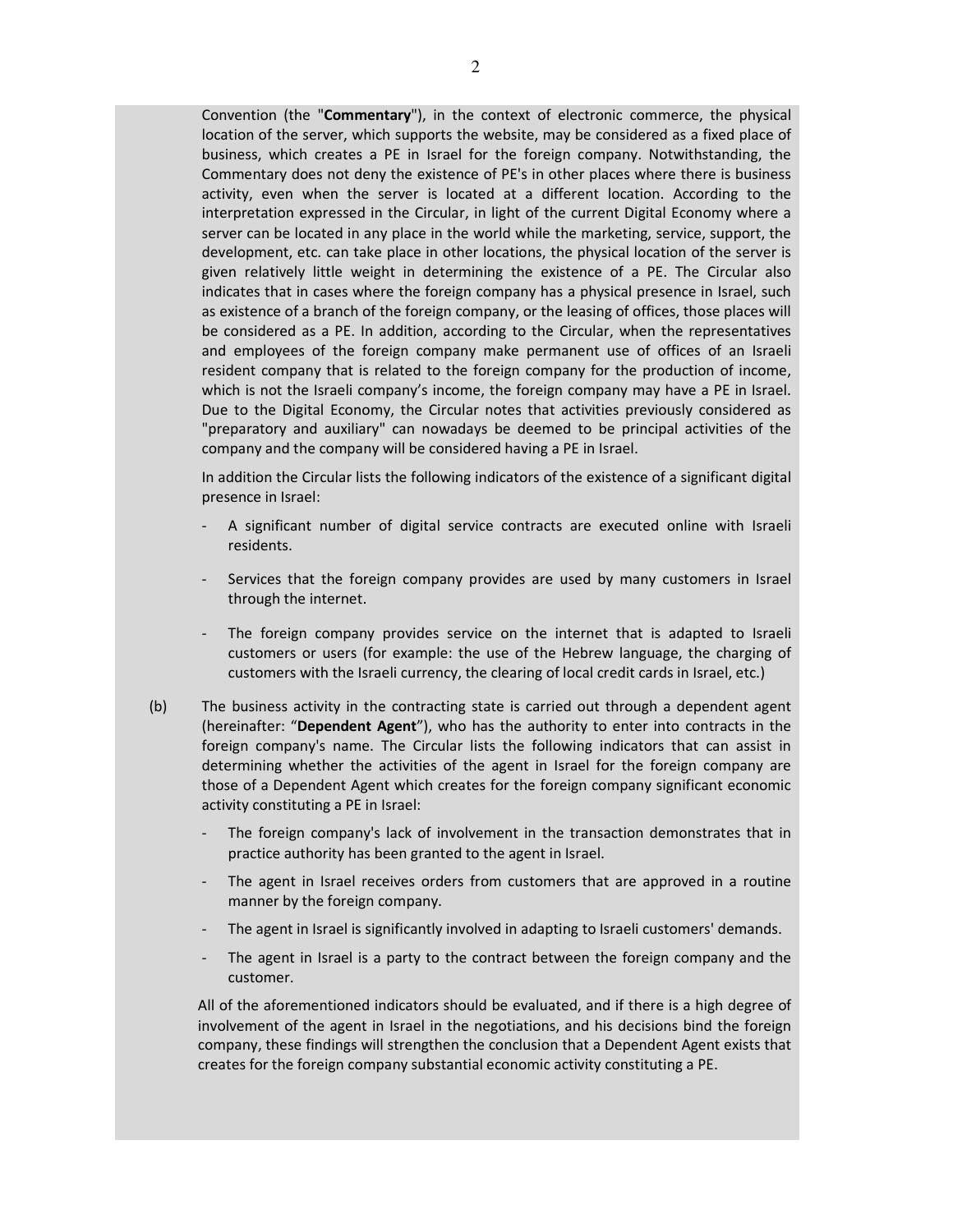Convention (the "**Commentary**"), in the context of electronic commerce, the physical location of the server, which supports the website, may be considered as a fixed place of business, which creates a PE in Israel for the foreign company. Notwithstanding, the Commentary does not deny the existence of PE's in other places where there is business activity, even when the server is located at a different location. According to the interpretation expressed in the Circular, in light of the current Digital Economy where a server can be located in any place in the world while the marketing, service, support, the development, etc. can take place in other locations, the physical location of the server is given relatively little weight in determining the existence of a PE. The Circular also indicates that in cases where the foreign company has a physical presence in Israel, such as existence of a branch of the foreign company, or the leasing of offices, those places will be considered as a PE. In addition, according to the Circular, when the representatives and employees of the foreign company make permanent use of offices of an Israeli resident company that is related to the foreign company for the production of income, which is not the Israeli company's income, the foreign company may have a PE in Israel. Due to the Digital Economy, the Circular notes that activities previously considered as "preparatory and auxiliary" can nowadays be deemed to be principal activities of the company and the company will be considered having a PE in Israel.

In addition the Circular lists the following indicators of the existence of a significant digital presence in Israel:

- A significant number of digital service contracts are executed online with Israeli residents.
- Services that the foreign company provides are used by many customers in Israel through the internet.
- The foreign company provides service on the internet that is adapted to Israeli customers or users (for example: the use of the Hebrew language, the charging of customers with the Israeli currency, the clearing of local credit cards in Israel, etc.)

(b) The business activity in the contracting state is carried out through a dependent agent (hereinafter: "**Dependent Agent**"), who has the authority to enter into contracts in the foreign company's name. The Circular lists the following indicators that can assist in determining whether the activities of the agent in Israel for the foreign company are those of a Dependent Agent which creates for the foreign company significant economic activity constituting a PE in Israel:

- The foreign company's lack of involvement in the transaction demonstrates that in practice authority has been granted to the agent in Israel.
- The agent in Israel receives orders from customers that are approved in a routine manner by the foreign company.
- The agent in Israel is significantly involved in adapting to Israeli customers' demands.
- The agent in Israel is a party to the contract between the foreign company and the customer.

All of the aforementioned indicators should be evaluated, and if there is a high degree of involvement of the agent in Israel in the negotiations, and his decisions bind the foreign company, these findings will strengthen the conclusion that a Dependent Agent exists that creates for the foreign company substantial economic activity constituting a PE.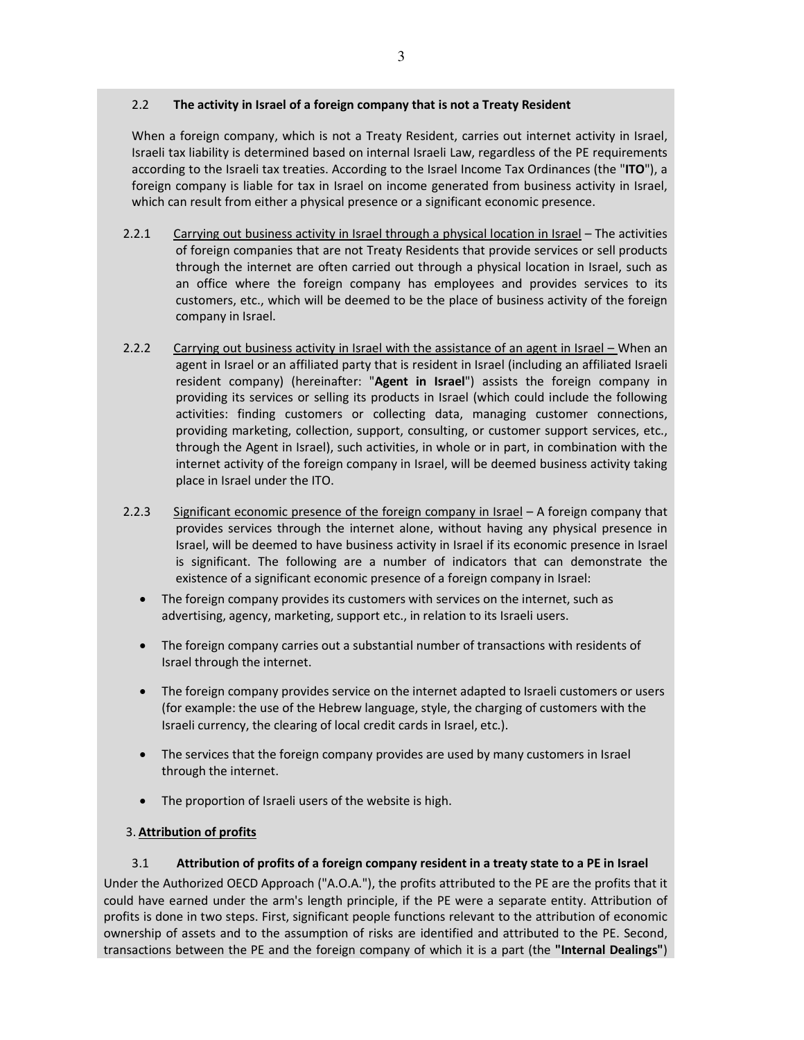### 2.2 **The activity in Israel of a foreign company that is not a Treaty Resident**

When a foreign company, which is not a Treaty Resident, carries out internet activity in Israel, Israeli tax liability is determined based on internal Israeli Law, regardless of the PE requirements according to the Israeli tax treaties. According to the Israel Income Tax Ordinances (the "**ITO**"), a foreign company is liable for tax in Israel on income generated from business activity in Israel, which can result from either a physical presence or a significant economic presence.

2.2.1 Carrying out business activity in Israel through a physical location in Israel – The activities of foreign companies that are not Treaty Residents that provide services or sell products through the internet are often carried out through a physical location in Israel, such as an office where the foreign company has employees and provides services to its customers, etc., which will be deemed to be the place of business activity of the foreign company in Israel.

2.2.2 Carrying out business activity in Israel with the assistance of an agent in Israel – When an agent in Israel or an affiliated party that is resident in Israel (including an affiliated Israeli resident company) (hereinafter: "**Agent in Israel**") assists the foreign company in providing its services or selling its products in Israel (which could include the following activities: finding customers or collecting data, managing customer connections, providing marketing, collection, support, consulting, or customer support services, etc., through the Agent in Israel), such activities, in whole or in part, in combination with the internet activity of the foreign company in Israel, will be deemed business activity taking place in Israel under the ITO.

2.2.3 Significant economic presence of the foreign company in Israel – A foreign company that provides services through the internet alone, without having any physical presence in Israel, will be deemed to have business activity in Israel if its economic presence in Israel is significant. The following are a number of indicators that can demonstrate the existence of a significant economic presence of a foreign company in Israel:

- The foreign company provides its customers with services on the internet, such as advertising, agency, marketing, support etc., in relation to its Israeli users.
- The foreign company carries out a substantial number of transactions with residents of Israel through the internet.
- The foreign company provides service on the internet adapted to Israeli customers or users (for example: the use of the Hebrew language, style, the charging of customers with the Israeli currency, the clearing of local credit cards in Israel, etc.).
- The services that the foreign company provides are used by many customers in Israel through the internet.
- The proportion of Israeli users of the website is high.

## 3. **Attribution of profits**

### 3.1 **Attribution of profits of a foreign company resident in a treaty state to a PE in Israel**

Under the Authorized OECD Approach ("A.O.A."), the profits attributed to the PE are the profits that it could have earned under the arm's length principle, if the PE were a separate entity. Attribution of profits is done in two steps. First, significant people functions relevant to the attribution of economic ownership of assets and to the assumption of risks are identified and attributed to the PE. Second, transactions between the PE and the foreign company of which it is a part (the **"Internal Dealings"**)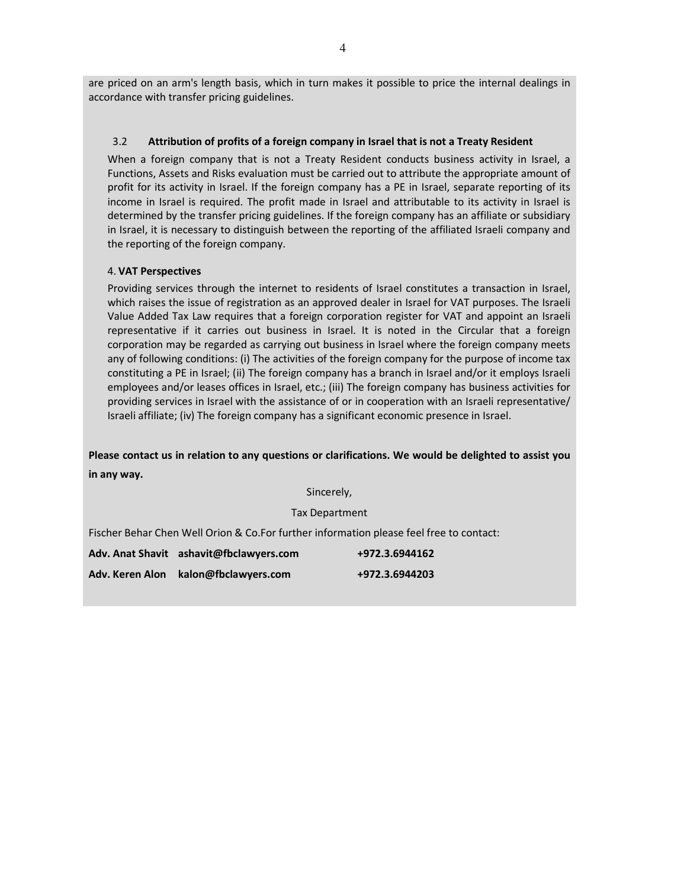are priced on an arm's length basis, which in turn makes it possible to price the internal dealings in accordance with transfer pricing guidelines.

### 3.2 Attribution of profits of a foreign company in Israel that is not a Treaty Resident

When a foreign company that is not a Treaty Resident conducts business activity in Israel, a Functions, Assets and Risks evaluation must be carried out to attribute the appropriate amount of profit for its activity in Israel. If the foreign company has a PE in Israel, separate reporting of its income in Israel is required. The profit made in Israel and attributable to its activity in Israel is determined by the transfer pricing guidelines. If the foreign company has an affiliate or subsidiary in Israel, it is necessary to distinguish between the reporting of the affiliated Israeli company and the reporting of the foreign company.

### 4. VAT Perspectives

Providing services through the internet to residents of Israel constitutes a transaction in Israel, which raises the issue of registration as an approved dealer in Israel for VAT purposes. The Israeli Value Added Tax Law requires that a foreign corporation register for VAT and appoint an Israeli representative if it carries out business in Israel. It is noted in the Circular that a foreign corporation may be regarded as carrying out business in Israel where the foreign company meets any of following conditions: (i) The activities of the foreign company for the purpose of income tax constituting a PE in Israel; (ii) The foreign company has a branch in Israel and/or it employs Israeli employees and/or leases offices in Israel, etc.; (iii) The foreign company has business activities for providing services in Israel with the assistance of or in cooperation with an Israeli representative/ Israeli affiliate; (iv) The foreign company has a significant economic presence in Israel.

**Please contact us in relation to any questions or clarifications. We would be delighted to assist you in any way.**

Sincerely,

Tax Department

Fischer Behar Chen Well Orion & Co.For further information please feel free to contact:

| | | |
|---|---|---|
| **Adv. Anat Shavit** | **ashavit@fbclawyers.com** | **+972.3.6944162** |
| **Adv. Keren Alon** | **kalon@fbclawyers.com** | **+972.3.6944203** |